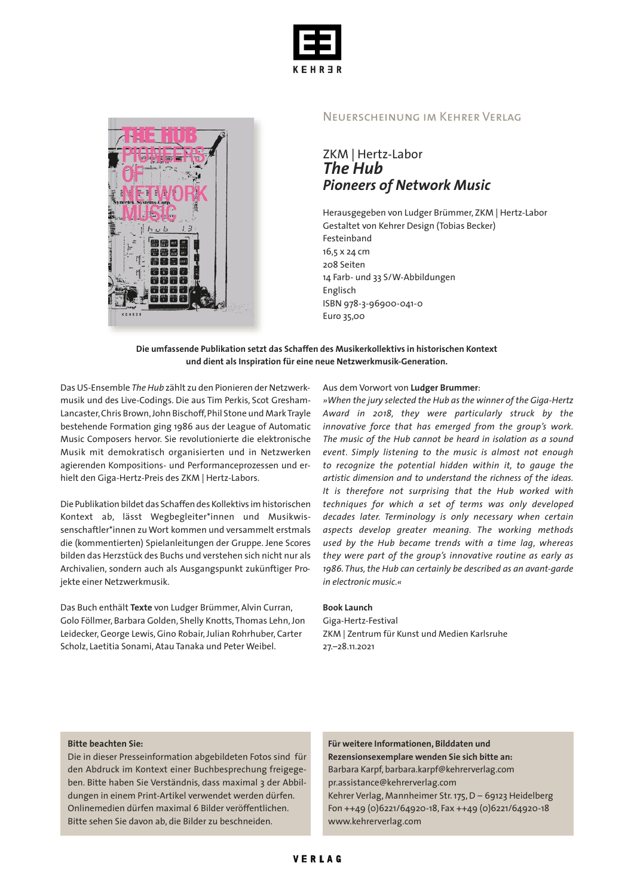KEHRER

## Neuerscheinung im Kehrer Verlag

ZKM | Hertz-Labor
# *The Hub*
## *Pioneers of Network Music*

Herausgegeben von Ludger Brümmer, ZKM | Hertz-Labor
Gestaltet von Kehrer Design (Tobias Becker)
Festeinband
16,5 x 24 cm
208 Seiten
14 Farb- und 33 S/W-Abbildungen
Englisch
ISBN 978-3-96900-041-0
Euro 35,00

**Die umfassende Publikation setzt das Schaffen des Musikerkollektivs in historischen Kontext und dient als Inspiration für eine neue Netzwerkmusik-Generation.**

Das US-Ensemble *The Hub* zählt zu den Pionieren der Netzwerkmusik und des Live-Codings. Die aus Tim Perkis, Scot Gresham-Lancaster, Chris Brown, John Bischoff, Phil Stone und Mark Trayle bestehende Formation ging 1986 aus der League of Automatic Music Composers hervor. Sie revolutionierte die elektronische Musik mit demokratisch organisierten und in Netzwerken agierenden Kompositions- und Performanceprozessen und erhielt den Giga-Hertz-Preis des ZKM | Hertz-Labors.

Die Publikation bildet das Schaffen des Kollektivs im historischen Kontext ab, lässt Wegbegleiter*innen und Musikwissenschaftler*innen zu Wort kommen und versammelt erstmals die (kommentierten) Spielanleitungen der Gruppe. Jene Scores bilden das Herzstück des Buchs und verstehen sich nicht nur als Archivalien, sondern auch als Ausgangspunkt zukünftiger Projekte einer Netzwerkmusik.

Das Buch enthält **Texte** von Ludger Brümmer, Alvin Curran, Golo Föllmer, Barbara Golden, Shelly Knotts, Thomas Lehn, Jon Leidecker, George Lewis, Gino Robair, Julian Rohrhuber, Carter Scholz, Laetitia Sonami, Atau Tanaka und Peter Weibel.

Aus dem Vorwort von **Ludger Brummer**:
»*When the jury selected the Hub as the winner of the Giga-Hertz Award in 2018, they were particularly struck by the innovative force that has emerged from the group's work. The music of the Hub cannot be heard in isolation as a sound event. Simply listening to the music is almost not enough to recognize the potential hidden within it, to gauge the artistic dimension and to understand the richness of the ideas. It is therefore not surprising that the Hub worked with techniques for which a set of terms was only developed decades later. Terminology is only necessary when certain aspects develop greater meaning. The working methods used by the Hub became trends with a time lag, whereas they were part of the group's innovative routine as early as 1986. Thus, the Hub can certainly be described as an avant-garde in electronic music.*«

**Book Launch**
Giga-Hertz-Festival
ZKM | Zentrum für Kunst und Medien Karlsruhe
27.–28.11.2021

**Bitte beachten Sie:**
Die in dieser Presseinformation abgebildeten Fotos sind für den Abdruck im Kontext einer Buchbesprechung freigegeben. Bitte haben Sie Verständnis, dass maximal 3 der Abbildungen in einem Print-Artikel verwendet werden dürfen. Onlinemedien dürfen maximal 6 Bilder veröffentlichen. Bitte sehen Sie davon ab, die Bilder zu beschneiden.

**Für weitere Informationen, Bilddaten und Rezensionsexemplare wenden Sie sich bitte an:**
Barbara Karpf, barbara.karpf@kehrerverlag.com
pr.assistance@kehrerverlag.com
Kehrer Verlag, Mannheimer Str. 175, D – 69123 Heidelberg
Fon ++49 (0)6221/64920-18, Fax ++49 (0)6221/64920-18
www.kehrerverlag.com

VERLAG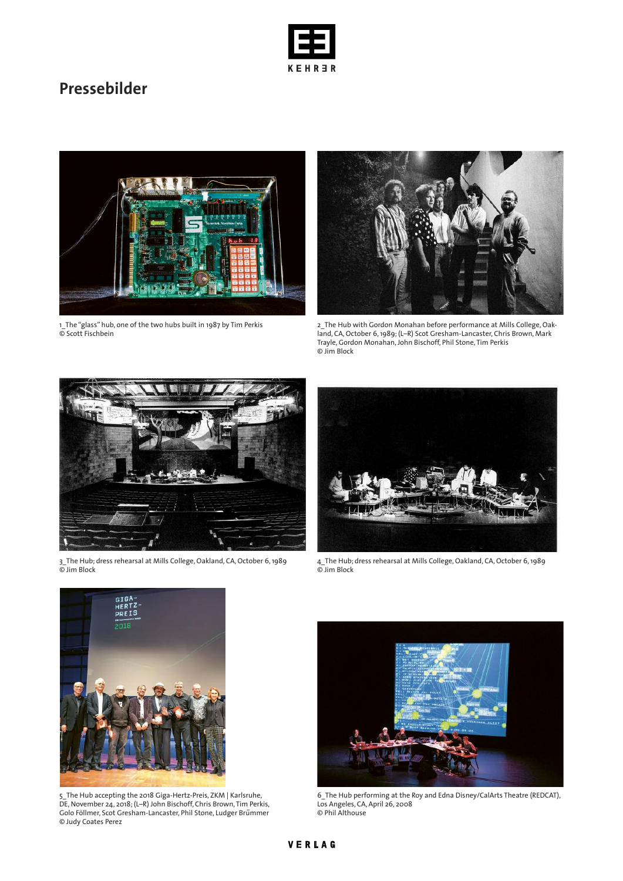# Pressebilder

1_The "glass" hub, one of the two hubs built in 1987 by Tim Perkis
© Scott Fischbein

2_The Hub with Gordon Monahan before performance at Mills College, Oakland, CA, October 6, 1989; (L–R) Scot Gresham-Lancaster, Chris Brown, Mark Trayle, Gordon Monahan, John Bischoff, Phil Stone, Tim Perkis
© Jim Block

3_The Hub; dress rehearsal at Mills College, Oakland, CA, October 6, 1989
© Jim Block

4_The Hub; dress rehearsal at Mills College, Oakland, CA, October 6, 1989
© Jim Block

5_The Hub accepting the 2018 Giga-Hertz-Preis, ZKM | Karlsruhe, DE, November 24, 2018; (L–R) John Bischoff, Chris Brown, Tim Perkis, Golo Föllmer, Scot Gresham-Lancaster, Phil Stone, Ludger Brümmer
© Judy Coates Perez

6_The Hub performing at the Roy and Edna Disney/CalArts Theatre (REDCAT), Los Angeles, CA, April 26, 2008
© Phil Althouse